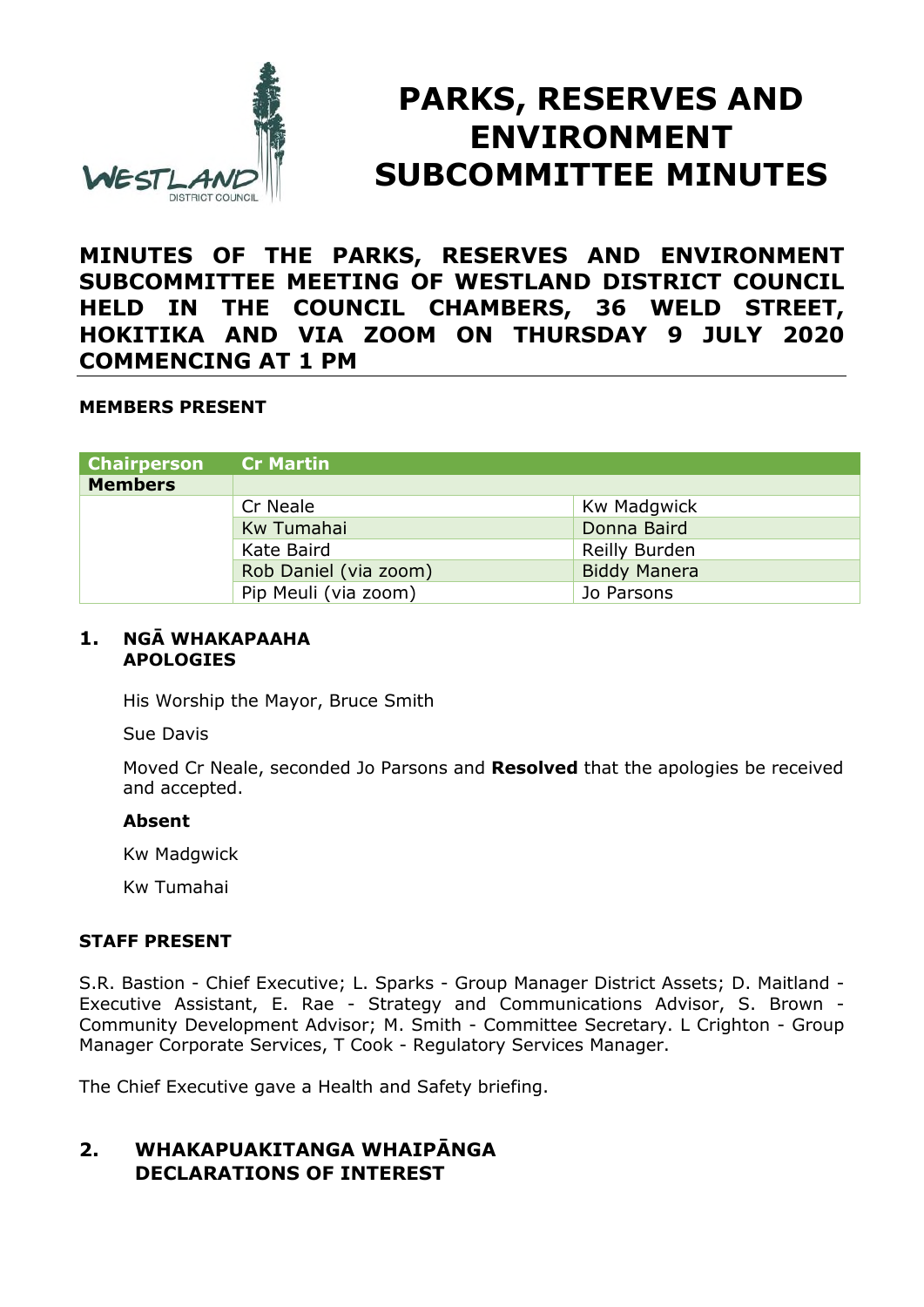# PARKS, RESERVES AND ENVIRONMENT SUBCOMMITTEE MINUTES

## MINUTES OF THE PARKS, RESERVES AND ENVIRONMENT SUBCOMMITTEE MEETING OF WESTLAND DISTRICT COUNCIL HELD IN THE COUNCIL CHAMBERS, 36 WELD STREET, HOKITIKA AND VIA ZOOM ON THURSDAY 9 JULY 2020 COMMENCING AT 1 PM

### MEMBERS PRESENT

| Chairperson | Cr Martin | |
|---|---|---|
| **Members** | | |
| | Cr Neale | Kw Madgwick |
| | Kw Tumahai | Donna Baird |
| | Kate Baird | Reilly Burden |
| | Rob Daniel (via zoom) | Biddy Manera |
| | Pip Meuli (via zoom) | Jo Parsons |

### 1. NGĀ WHAKAPAAHA APOLOGIES

His Worship the Mayor, Bruce Smith

Sue Davis

Moved Cr Neale, seconded Jo Parsons and **Resolved** that the apologies be received and accepted.

**Absent**

Kw Madgwick

Kw Tumahai

### STAFF PRESENT

S.R. Bastion - Chief Executive; L. Sparks - Group Manager District Assets; D. Maitland - Executive Assistant, E. Rae - Strategy and Communications Advisor, S. Brown - Community Development Advisor; M. Smith - Committee Secretary. L Crighton - Group Manager Corporate Services, T Cook - Regulatory Services Manager.

The Chief Executive gave a Health and Safety briefing.

### 2. WHAKAPUAKITANGA WHAIPĀNGA DECLARATIONS OF INTEREST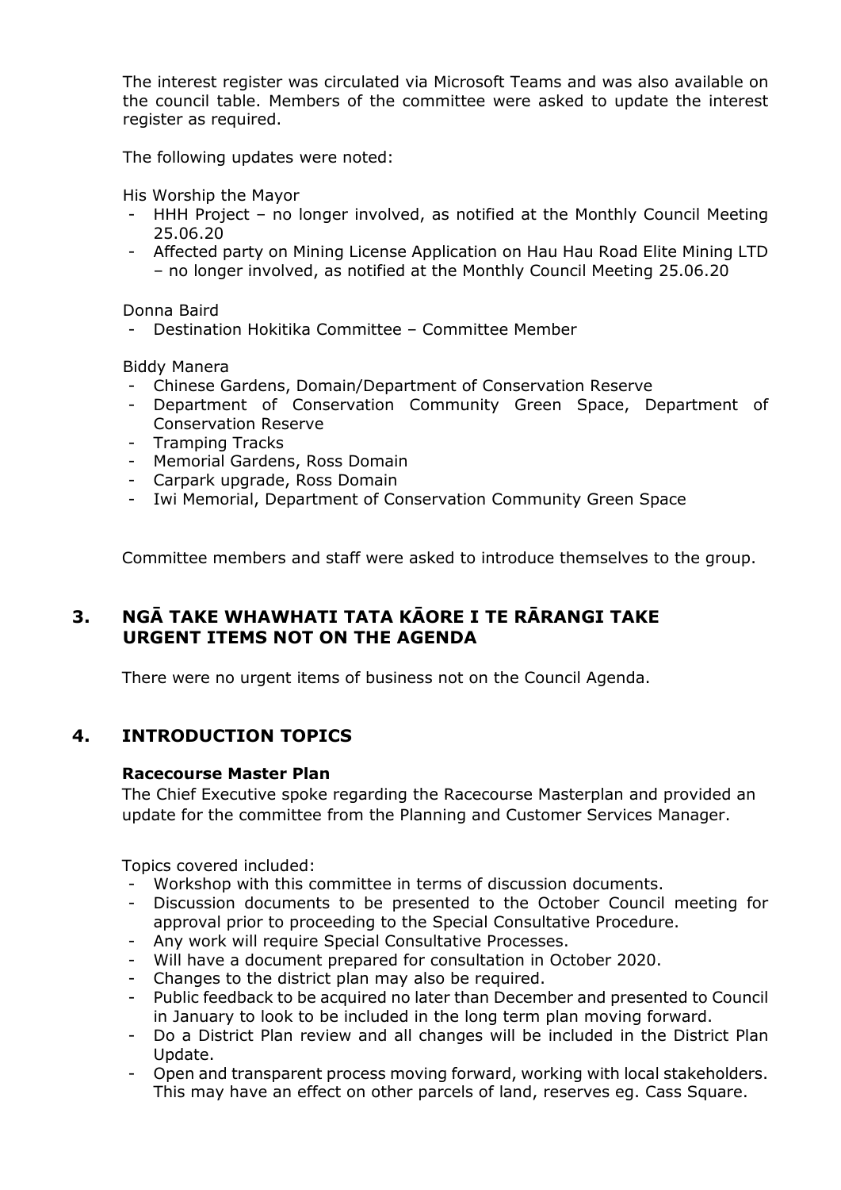The interest register was circulated via Microsoft Teams and was also available on the council table. Members of the committee were asked to update the interest register as required.

The following updates were noted:

His Worship the Mayor

- HHH Project – no longer involved, as notified at the Monthly Council Meeting 25.06.20
- Affected party on Mining License Application on Hau Hau Road Elite Mining LTD – no longer involved, as notified at the Monthly Council Meeting 25.06.20

Donna Baird

- Destination Hokitika Committee – Committee Member

Biddy Manera

- Chinese Gardens, Domain/Department of Conservation Reserve
- Department of Conservation Community Green Space, Department of Conservation Reserve
- Tramping Tracks
- Memorial Gardens, Ross Domain
- Carpark upgrade, Ross Domain
- Iwi Memorial, Department of Conservation Community Green Space

Committee members and staff were asked to introduce themselves to the group.

## 3. NGĀ TAKE WHAWHATI TATA KĀORE I TE RĀRANGI TAKE URGENT ITEMS NOT ON THE AGENDA

There were no urgent items of business not on the Council Agenda.

## 4. INTRODUCTION TOPICS

**Racecourse Master Plan**

The Chief Executive spoke regarding the Racecourse Masterplan and provided an update for the committee from the Planning and Customer Services Manager.

Topics covered included:

- Workshop with this committee in terms of discussion documents.
- Discussion documents to be presented to the October Council meeting for approval prior to proceeding to the Special Consultative Procedure.
- Any work will require Special Consultative Processes.
- Will have a document prepared for consultation in October 2020.
- Changes to the district plan may also be required.
- Public feedback to be acquired no later than December and presented to Council in January to look to be included in the long term plan moving forward.
- Do a District Plan review and all changes will be included in the District Plan Update.
- Open and transparent process moving forward, working with local stakeholders. This may have an effect on other parcels of land, reserves eg. Cass Square.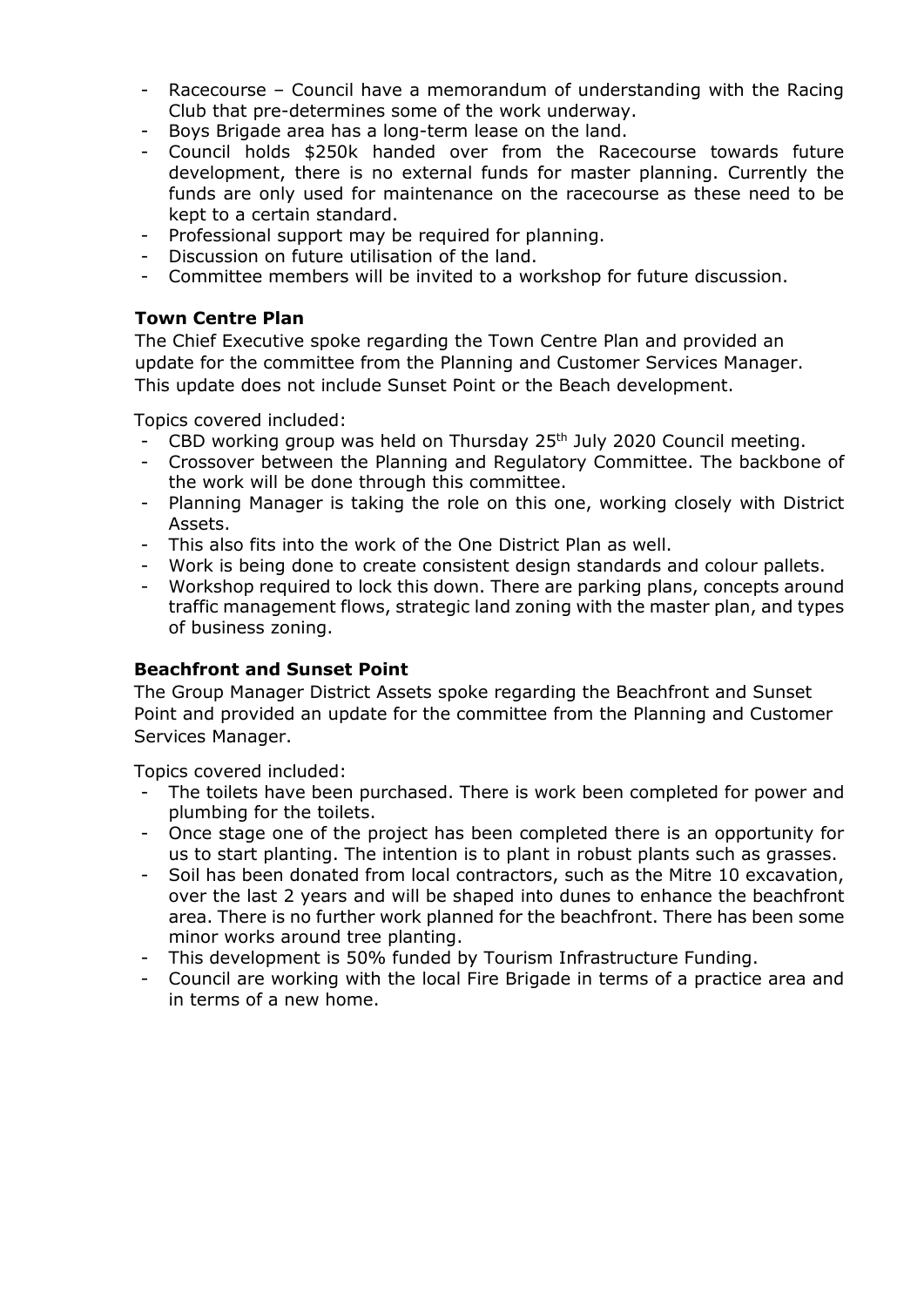- Racecourse – Council have a memorandum of understanding with the Racing Club that pre-determines some of the work underway.
- Boys Brigade area has a long-term lease on the land.
- Council holds $250k handed over from the Racecourse towards future development, there is no external funds for master planning. Currently the funds are only used for maintenance on the racecourse as these need to be kept to a certain standard.
- Professional support may be required for planning.
- Discussion on future utilisation of the land.
- Committee members will be invited to a workshop for future discussion.

**Town Centre Plan**

The Chief Executive spoke regarding the Town Centre Plan and provided an update for the committee from the Planning and Customer Services Manager. This update does not include Sunset Point or the Beach development.

Topics covered included:

- CBD working group was held on Thursday 25th July 2020 Council meeting.
- Crossover between the Planning and Regulatory Committee. The backbone of the work will be done through this committee.
- Planning Manager is taking the role on this one, working closely with District Assets.
- This also fits into the work of the One District Plan as well.
- Work is being done to create consistent design standards and colour pallets.
- Workshop required to lock this down. There are parking plans, concepts around traffic management flows, strategic land zoning with the master plan, and types of business zoning.

**Beachfront and Sunset Point**

The Group Manager District Assets spoke regarding the Beachfront and Sunset Point and provided an update for the committee from the Planning and Customer Services Manager.

Topics covered included:

- The toilets have been purchased. There is work been completed for power and plumbing for the toilets.
- Once stage one of the project has been completed there is an opportunity for us to start planting. The intention is to plant in robust plants such as grasses.
- Soil has been donated from local contractors, such as the Mitre 10 excavation, over the last 2 years and will be shaped into dunes to enhance the beachfront area. There is no further work planned for the beachfront. There has been some minor works around tree planting.
- This development is 50% funded by Tourism Infrastructure Funding.
- Council are working with the local Fire Brigade in terms of a practice area and in terms of a new home.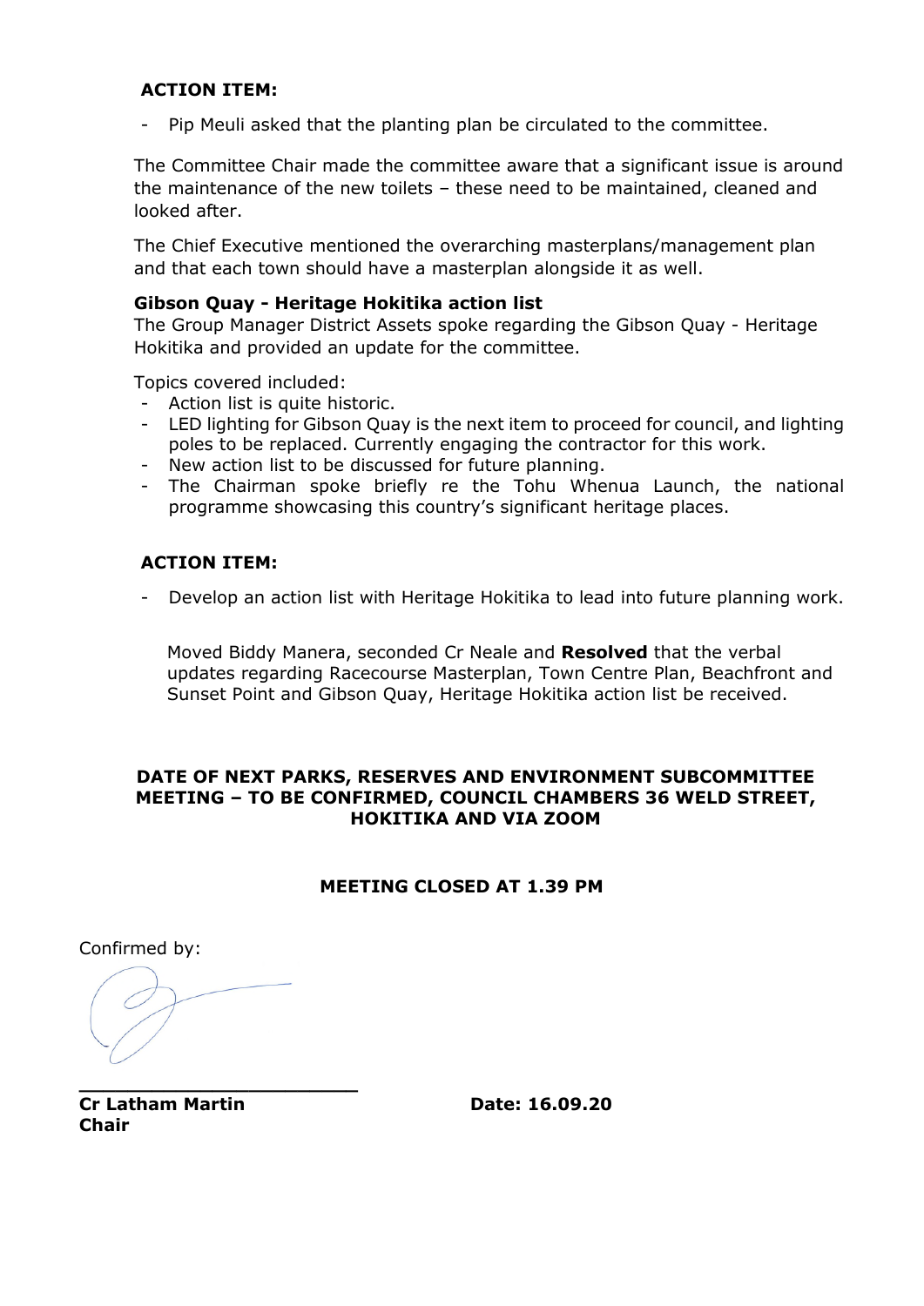**ACTION ITEM:**

- Pip Meuli asked that the planting plan be circulated to the committee.

The Committee Chair made the committee aware that a significant issue is around the maintenance of the new toilets – these need to be maintained, cleaned and looked after.

The Chief Executive mentioned the overarching masterplans/management plan and that each town should have a masterplan alongside it as well.

**Gibson Quay - Heritage Hokitika action list**

The Group Manager District Assets spoke regarding the Gibson Quay - Heritage Hokitika and provided an update for the committee.

Topics covered included:

- Action list is quite historic.
- LED lighting for Gibson Quay is the next item to proceed for council, and lighting poles to be replaced. Currently engaging the contractor for this work.
- New action list to be discussed for future planning.
- The Chairman spoke briefly re the Tohu Whenua Launch, the national programme showcasing this country's significant heritage places.

**ACTION ITEM:**

- Develop an action list with Heritage Hokitika to lead into future planning work.

Moved Biddy Manera, seconded Cr Neale and **Resolved** that the verbal updates regarding Racecourse Masterplan, Town Centre Plan, Beachfront and Sunset Point and Gibson Quay, Heritage Hokitika action list be received.

**DATE OF NEXT PARKS, RESERVES AND ENVIRONMENT SUBCOMMITTEE MEETING – TO BE CONFIRMED, COUNCIL CHAMBERS 36 WELD STREET, HOKITIKA AND VIA ZOOM**

**MEETING CLOSED AT 1.39 PM**

Confirmed by:

\_\_\_\_\_\_\_\_\_\_\_\_\_\_\_\_\_\_\_\_\_\_\_\_

**Cr Latham Martin**
**Chair**

**Date: 16.09.20**